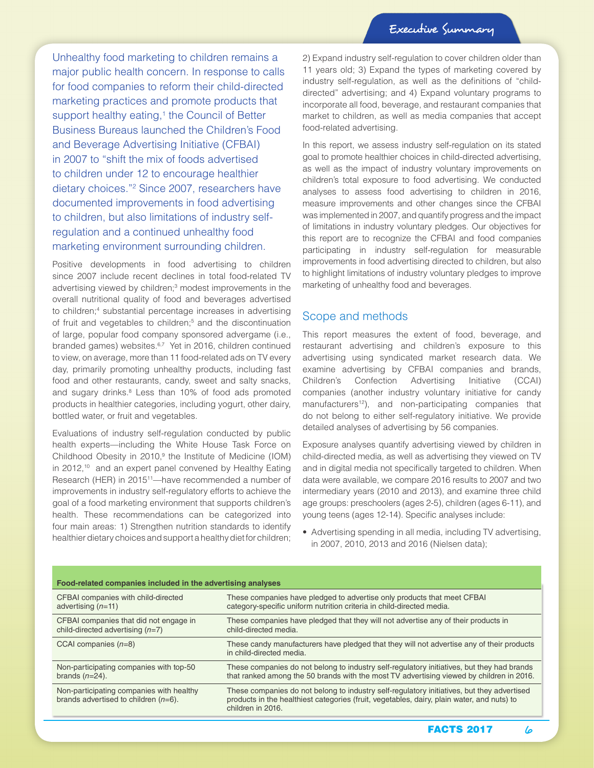Unhealthy food marketing to children remains a major public health concern. In response to calls for food companies to reform their child-directed marketing practices and promote products that support healthy eating,[1] the Council of Better Business Bureaus launched the Children's Food and Beverage Advertising Initiative (CFBAI) in 2007 to "shift the mix of foods advertised to children under 12 to encourage healthier dietary choices."[2] Since 2007, researchers have documented improvements in food advertising to children, but also limitations of industry self-regulation and a continued unhealthy food marketing environment surrounding children.

Positive developments in food advertising to children since 2007 include recent declines in total food-related TV advertising viewed by children;[3] modest improvements in the overall nutritional quality of food and beverages advertised to children;[4] substantial percentage increases in advertising of fruit and vegetables to children;[5] and the discontinuation of large, popular food company sponsored advergame (i.e., branded games) websites.[6,7] Yet in 2016, children continued to view, on average, more than 11 food-related ads on TV every day, primarily promoting unhealthy products, including fast food and other restaurants, candy, sweet and salty snacks, and sugary drinks.[8] Less than 10% of food ads promoted products in healthier categories, including yogurt, other dairy, bottled water, or fruit and vegetables.

Evaluations of industry self-regulation conducted by public health experts—including the White House Task Force on Childhood Obesity in 2010,[9] the Institute of Medicine (IOM) in 2012,[10] and an expert panel convened by Healthy Eating Research (HER) in 2015[11]—have recommended a number of improvements in industry self-regulatory efforts to achieve the goal of a food marketing environment that supports children's health. These recommendations can be categorized into four main areas: 1) Strengthen nutrition standards to identify healthier dietary choices and support a healthy diet for children; 2) Expand industry self-regulation to cover children older than 11 years old; 3) Expand the types of marketing covered by industry self-regulation, as well as the definitions of "child-directed" advertising; and 4) Expand voluntary programs to incorporate all food, beverage, and restaurant companies that market to children, as well as media companies that accept food-related advertising.

In this report, we assess industry self-regulation on its stated goal to promote healthier choices in child-directed advertising, as well as the impact of industry voluntary improvements on children's total exposure to food advertising. We conducted analyses to assess food advertising to children in 2016, measure improvements and other changes since the CFBAI was implemented in 2007, and quantify progress and the impact of limitations in industry voluntary pledges. Our objectives for this report are to recognize the CFBAI and food companies participating in industry self-regulation for measurable improvements in food advertising directed to children, but also to highlight limitations of industry voluntary pledges to improve marketing of unhealthy food and beverages.

## Scope and methods

This report measures the extent of food, beverage, and restaurant advertising and children's exposure to this advertising using syndicated market research data. We examine advertising by CFBAI companies and brands, Children's Confection Advertising Initiative (CCAI) companies (another industry voluntary initiative for candy manufacturers[12]), and non-participating companies that do not belong to either self-regulatory initiative. We provide detailed analyses of advertising by 56 companies.

Exposure analyses quantify advertising viewed by children in child-directed media, as well as advertising they viewed on TV and in digital media not specifically targeted to children. When data were available, we compare 2016 results to 2007 and two intermediary years (2010 and 2013), and examine three child age groups: preschoolers (ages 2-5), children (ages 6-11), and young teens (ages 12-14). Specific analyses include:

- Advertising spending in all media, including TV advertising, in 2007, 2010, 2013 and 2016 (Nielsen data);

**Food-related companies included in the advertising analyses**

| | |
|---|---|
| CFBAI companies with child-directed advertising (*n*=11) | These companies have pledged to advertise only products that meet CFBAI category-specific uniform nutrition criteria in child-directed media. |
| CFBAI companies that did not engage in child-directed advertising (*n*=7) | These companies have pledged that they will not advertise any of their products in child-directed media. |
| CCAI companies (*n*=8) | These candy manufacturers have pledged that they will not advertise any of their products in child-directed media. |
| Non-participating companies with top-50 brands (*n*=24). | These companies do not belong to industry self-regulatory initiatives, but they had brands that ranked among the 50 brands with the most TV advertising viewed by children in 2016. |
| Non-participating companies with healthy brands advertised to children (*n*=6). | These companies do not belong to industry self-regulatory initiatives, but they advertised products in the healthiest categories (fruit, vegetables, dairy, plain water, and nuts) to children in 2016. |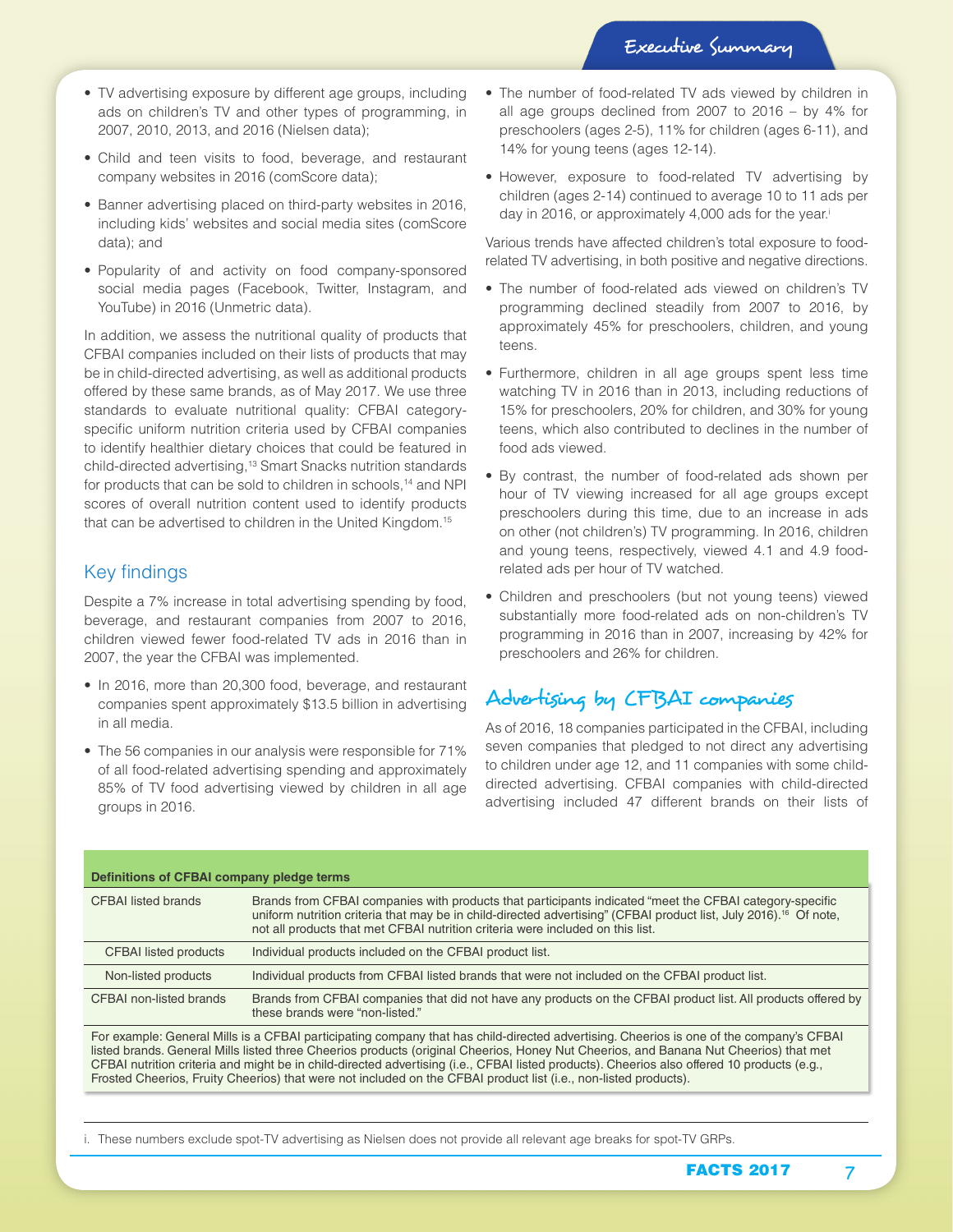- TV advertising exposure by different age groups, including ads on children's TV and other types of programming, in 2007, 2010, 2013, and 2016 (Nielsen data);
- Child and teen visits to food, beverage, and restaurant company websites in 2016 (comScore data);
- Banner advertising placed on third-party websites in 2016, including kids' websites and social media sites (comScore data); and
- Popularity of and activity on food company-sponsored social media pages (Facebook, Twitter, Instagram, and YouTube) in 2016 (Unmetric data).

In addition, we assess the nutritional quality of products that CFBAI companies included on their lists of products that may be in child-directed advertising, as well as additional products offered by these same brands, as of May 2017. We use three standards to evaluate nutritional quality: CFBAI category-specific uniform nutrition criteria used by CFBAI companies to identify healthier dietary choices that could be featured in child-directed advertising,[13] Smart Snacks nutrition standards for products that can be sold to children in schools,[14] and NPI scores of overall nutrition content used to identify products that can be advertised to children in the United Kingdom.[15]

## Key findings

Despite a 7% increase in total advertising spending by food, beverage, and restaurant companies from 2007 to 2016, children viewed fewer food-related TV ads in 2016 than in 2007, the year the CFBAI was implemented.

- In 2016, more than 20,300 food, beverage, and restaurant companies spent approximately $13.5 billion in advertising in all media.
- The 56 companies in our analysis were responsible for 71% of all food-related advertising spending and approximately 85% of TV food advertising viewed by children in all age groups in 2016.
- The number of food-related TV ads viewed by children in all age groups declined from 2007 to 2016 – by 4% for preschoolers (ages 2-5), 11% for children (ages 6-11), and 14% for young teens (ages 12-14).
- However, exposure to food-related TV advertising by children (ages 2-14) continued to average 10 to 11 ads per day in 2016, or approximately 4,000 ads for the year.[i]

Various trends have affected children's total exposure to food-related TV advertising, in both positive and negative directions.

- The number of food-related ads viewed on children's TV programming declined steadily from 2007 to 2016, by approximately 45% for preschoolers, children, and young teens.
- Furthermore, children in all age groups spent less time watching TV in 2016 than in 2013, including reductions of 15% for preschoolers, 20% for children, and 30% for young teens, which also contributed to declines in the number of food ads viewed.
- By contrast, the number of food-related ads shown per hour of TV viewing increased for all age groups except preschoolers during this time, due to an increase in ads on other (not children's) TV programming. In 2016, children and young teens, respectively, viewed 4.1 and 4.9 food-related ads per hour of TV watched.
- Children and preschoolers (but not young teens) viewed substantially more food-related ads on non-children's TV programming in 2016 than in 2007, increasing by 42% for preschoolers and 26% for children.

## Advertising by CFBAI companies

As of 2016, 18 companies participated in the CFBAI, including seven companies that pledged to not direct any advertising to children under age 12, and 11 companies with some child-directed advertising. CFBAI companies with child-directed advertising included 47 different brands on their lists of

| Definitions of CFBAI company pledge terms | |
|---|---|
| CFBAI listed brands | Brands from CFBAI companies with products that participants indicated "meet the CFBAI category-specific uniform nutrition criteria that may be in child-directed advertising" (CFBAI product list, July 2016).[16] Of note, not all products that met CFBAI nutrition criteria were included on this list. |
| CFBAI listed products | Individual products included on the CFBAI product list. |
| Non-listed products | Individual products from CFBAI listed brands that were not included on the CFBAI product list. |
| CFBAI non-listed brands | Brands from CFBAI companies that did not have any products on the CFBAI product list. All products offered by these brands were "non-listed." |

For example: General Mills is a CFBAI participating company that has child-directed advertising. Cheerios is one of the company's CFBAI listed brands. General Mills listed three Cheerios products (original Cheerios, Honey Nut Cheerios, and Banana Nut Cheerios) that met CFBAI nutrition criteria and might be in child-directed advertising (i.e., CFBAI listed products). Cheerios also offered 10 products (e.g., Frosted Cheerios, Fruity Cheerios) that were not included on the CFBAI product list (i.e., non-listed products).

i. These numbers exclude spot-TV advertising as Nielsen does not provide all relevant age breaks for spot-TV GRPs.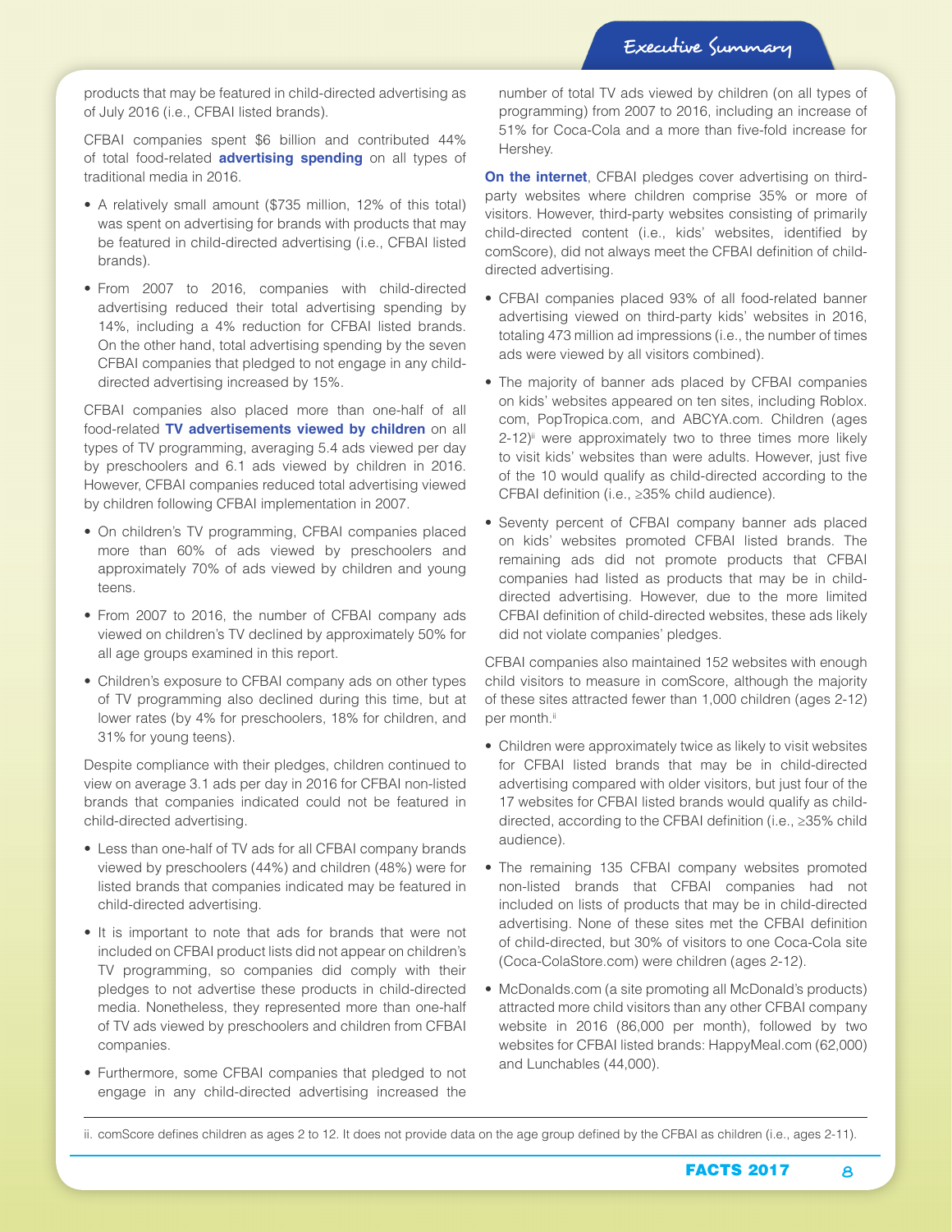products that may be featured in child-directed advertising as of July 2016 (i.e., CFBAI listed brands).

CFBAI companies spent $6 billion and contributed 44% of total food-related **advertising spending** on all types of traditional media in 2016.

- A relatively small amount ($735 million, 12% of this total) was spent on advertising for brands with products that may be featured in child-directed advertising (i.e., CFBAI listed brands).
- From 2007 to 2016, companies with child-directed advertising reduced their total advertising spending by 14%, including a 4% reduction for CFBAI listed brands. On the other hand, total advertising spending by the seven CFBAI companies that pledged to not engage in any child-directed advertising increased by 15%.

CFBAI companies also placed more than one-half of all food-related **TV advertisements viewed by children** on all types of TV programming, averaging 5.4 ads viewed per day by preschoolers and 6.1 ads viewed by children in 2016. However, CFBAI companies reduced total advertising viewed by children following CFBAI implementation in 2007.

- On children's TV programming, CFBAI companies placed more than 60% of ads viewed by preschoolers and approximately 70% of ads viewed by children and young teens.
- From 2007 to 2016, the number of CFBAI company ads viewed on children's TV declined by approximately 50% for all age groups examined in this report.
- Children's exposure to CFBAI company ads on other types of TV programming also declined during this time, but at lower rates (by 4% for preschoolers, 18% for children, and 31% for young teens).

Despite compliance with their pledges, children continued to view on average 3.1 ads per day in 2016 for CFBAI non-listed brands that companies indicated could not be featured in child-directed advertising.

- Less than one-half of TV ads for all CFBAI company brands viewed by preschoolers (44%) and children (48%) were for listed brands that companies indicated may be featured in child-directed advertising.
- It is important to note that ads for brands that were not included on CFBAI product lists did not appear on children's TV programming, so companies did comply with their pledges to not advertise these products in child-directed media. Nonetheless, they represented more than one-half of TV ads viewed by preschoolers and children from CFBAI companies.
- Furthermore, some CFBAI companies that pledged to not engage in any child-directed advertising increased the number of total TV ads viewed by children (on all types of programming) from 2007 to 2016, including an increase of 51% for Coca-Cola and a more than five-fold increase for Hershey.

**On the internet**, CFBAI pledges cover advertising on third-party websites where children comprise 35% or more of visitors. However, third-party websites consisting of primarily child-directed content (i.e., kids' websites, identified by comScore), did not always meet the CFBAI definition of child-directed advertising.

- CFBAI companies placed 93% of all food-related banner advertising viewed on third-party kids' websites in 2016, totaling 473 million ad impressions (i.e., the number of times ads were viewed by all visitors combined).
- The majority of banner ads placed by CFBAI companies on kids' websites appeared on ten sites, including Roblox.com, PopTropica.com, and ABCYA.com. Children (ages 2-12)[ii] were approximately two to three times more likely to visit kids' websites than were adults. However, just five of the 10 would qualify as child-directed according to the CFBAI definition (i.e., ≥35% child audience).
- Seventy percent of CFBAI company banner ads placed on kids' websites promoted CFBAI listed brands. The remaining ads did not promote products that CFBAI companies had listed as products that may be in child-directed advertising. However, due to the more limited CFBAI definition of child-directed websites, these ads likely did not violate companies' pledges.

CFBAI companies also maintained 152 websites with enough child visitors to measure in comScore, although the majority of these sites attracted fewer than 1,000 children (ages 2-12) per month.[ii]

- Children were approximately twice as likely to visit websites for CFBAI listed brands that may be in child-directed advertising compared with older visitors, but just four of the 17 websites for CFBAI listed brands would qualify as child-directed, according to the CFBAI definition (i.e., ≥35% child audience).
- The remaining 135 CFBAI company websites promoted non-listed brands that CFBAI companies had not included on lists of products that may be in child-directed advertising. None of these sites met the CFBAI definition of child-directed, but 30% of visitors to one Coca-Cola site (Coca-ColaStore.com) were children (ages 2-12).
- McDonalds.com (a site promoting all McDonald's products) attracted more child visitors than any other CFBAI company website in 2016 (86,000 per month), followed by two websites for CFBAI listed brands: HappyMeal.com (62,000) and Lunchables (44,000).

ii. comScore defines children as ages 2 to 12. It does not provide data on the age group defined by the CFBAI as children (i.e., ages 2-11).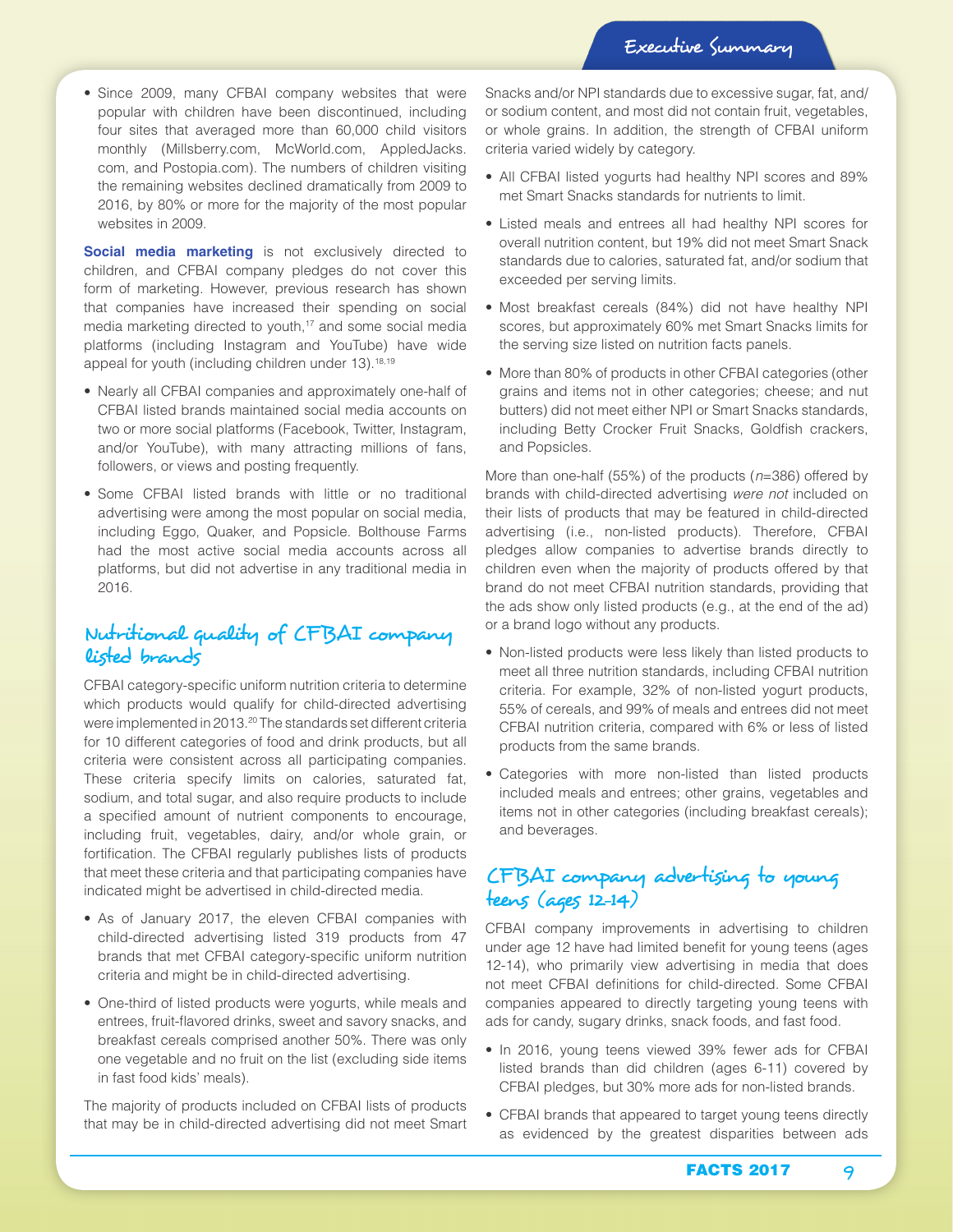- Since 2009, many CFBAI company websites that were popular with children have been discontinued, including four sites that averaged more than 60,000 child visitors monthly (Millsberry.com, McWorld.com, AppledJacks.com, and Postopia.com). The numbers of children visiting the remaining websites declined dramatically from 2009 to 2016, by 80% or more for the majority of the most popular websites in 2009.

**Social media marketing** is not exclusively directed to children, and CFBAI company pledges do not cover this form of marketing. However, previous research has shown that companies have increased their spending on social media marketing directed to youth,[17] and some social media platforms (including Instagram and YouTube) have wide appeal for youth (including children under 13).[18,19]

- Nearly all CFBAI companies and approximately one-half of CFBAI listed brands maintained social media accounts on two or more social platforms (Facebook, Twitter, Instagram, and/or YouTube), with many attracting millions of fans, followers, or views and posting frequently.
- Some CFBAI listed brands with little or no traditional advertising were among the most popular on social media, including Eggo, Quaker, and Popsicle. Bolthouse Farms had the most active social media accounts across all platforms, but did not advertise in any traditional media in 2016.

## Nutritional quality of CFBAI company listed brands

CFBAI category-specific uniform nutrition criteria to determine which products would qualify for child-directed advertising were implemented in 2013.[20] The standards set different criteria for 10 different categories of food and drink products, but all criteria were consistent across all participating companies. These criteria specify limits on calories, saturated fat, sodium, and total sugar, and also require products to include a specified amount of nutrient components to encourage, including fruit, vegetables, dairy, and/or whole grain, or fortification. The CFBAI regularly publishes lists of products that meet these criteria and that participating companies have indicated might be advertised in child-directed media.

- As of January 2017, the eleven CFBAI companies with child-directed advertising listed 319 products from 47 brands that met CFBAI category-specific uniform nutrition criteria and might be in child-directed advertising.
- One-third of listed products were yogurts, while meals and entrees, fruit-flavored drinks, sweet and savory snacks, and breakfast cereals comprised another 50%. There was only one vegetable and no fruit on the list (excluding side items in fast food kids' meals).

The majority of products included on CFBAI lists of products that may be in child-directed advertising did not meet Smart Snacks and/or NPI standards due to excessive sugar, fat, and/or sodium content, and most did not contain fruit, vegetables, or whole grains. In addition, the strength of CFBAI uniform criteria varied widely by category.

- All CFBAI listed yogurts had healthy NPI scores and 89% met Smart Snacks standards for nutrients to limit.
- Listed meals and entrees all had healthy NPI scores for overall nutrition content, but 19% did not meet Smart Snack standards due to calories, saturated fat, and/or sodium that exceeded per serving limits.
- Most breakfast cereals (84%) did not have healthy NPI scores, but approximately 60% met Smart Snacks limits for the serving size listed on nutrition facts panels.
- More than 80% of products in other CFBAI categories (other grains and items not in other categories; cheese; and nut butters) did not meet either NPI or Smart Snacks standards, including Betty Crocker Fruit Snacks, Goldfish crackers, and Popsicles.

More than one-half (55%) of the products ($n$=386) offered by brands with child-directed advertising *were not* included on their lists of products that may be featured in child-directed advertising (i.e., non-listed products). Therefore, CFBAI pledges allow companies to advertise brands directly to children even when the majority of products offered by that brand do not meet CFBAI nutrition standards, providing that the ads show only listed products (e.g., at the end of the ad) or a brand logo without any products.

- Non-listed products were less likely than listed products to meet all three nutrition standards, including CFBAI nutrition criteria. For example, 32% of non-listed yogurt products, 55% of cereals, and 99% of meals and entrees did not meet CFBAI nutrition criteria, compared with 6% or less of listed products from the same brands.
- Categories with more non-listed than listed products included meals and entrees; other grains, vegetables and items not in other categories (including breakfast cereals); and beverages.

## CFBAI company advertising to young teens (ages 12-14)

CFBAI company improvements in advertising to children under age 12 have had limited benefit for young teens (ages 12-14), who primarily view advertising in media that does not meet CFBAI definitions for child-directed. Some CFBAI companies appeared to directly targeting young teens with ads for candy, sugary drinks, snack foods, and fast food.

- In 2016, young teens viewed 39% fewer ads for CFBAI listed brands than did children (ages 6-11) covered by CFBAI pledges, but 30% more ads for non-listed brands.
- CFBAI brands that appeared to target young teens directly as evidenced by the greatest disparities between ads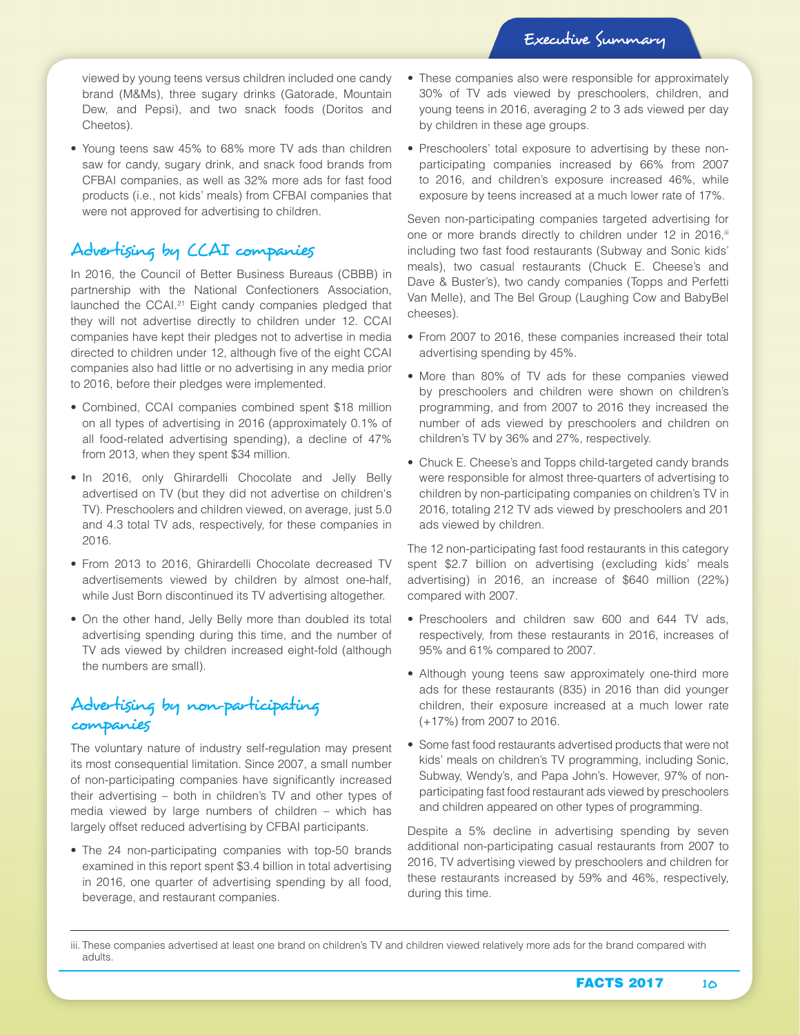viewed by young teens versus children included one candy brand (M&Ms), three sugary drinks (Gatorade, Mountain Dew, and Pepsi), and two snack foods (Doritos and Cheetos).

- Young teens saw 45% to 68% more TV ads than children saw for candy, sugary drink, and snack food brands from CFBAI companies, as well as 32% more ads for fast food products (i.e., not kids' meals) from CFBAI companies that were not approved for advertising to children.

## Advertising by CCAI companies

In 2016, the Council of Better Business Bureaus (CBBB) in partnership with the National Confectioners Association, launched the CCAI.[21] Eight candy companies pledged that they will not advertise directly to children under 12. CCAI companies have kept their pledges not to advertise in media directed to children under 12, although five of the eight CCAI companies also had little or no advertising in any media prior to 2016, before their pledges were implemented.

- Combined, CCAI companies combined spent $18 million on all types of advertising in 2016 (approximately 0.1% of all food-related advertising spending), a decline of 47% from 2013, when they spent $34 million.
- In 2016, only Ghirardelli Chocolate and Jelly Belly advertised on TV (but they did not advertise on children's TV). Preschoolers and children viewed, on average, just 5.0 and 4.3 total TV ads, respectively, for these companies in 2016.
- From 2013 to 2016, Ghirardelli Chocolate decreased TV advertisements viewed by children by almost one-half, while Just Born discontinued its TV advertising altogether.
- On the other hand, Jelly Belly more than doubled its total advertising spending during this time, and the number of TV ads viewed by children increased eight-fold (although the numbers are small).

## Advertising by non-participating companies

The voluntary nature of industry self-regulation may present its most consequential limitation. Since 2007, a small number of non-participating companies have significantly increased their advertising – both in children's TV and other types of media viewed by large numbers of children – which has largely offset reduced advertising by CFBAI participants.

- The 24 non-participating companies with top-50 brands examined in this report spent $3.4 billion in total advertising in 2016, one quarter of advertising spending by all food, beverage, and restaurant companies.
- These companies also were responsible for approximately 30% of TV ads viewed by preschoolers, children, and young teens in 2016, averaging 2 to 3 ads viewed per day by children in these age groups.
- Preschoolers' total exposure to advertising by these non-participating companies increased by 66% from 2007 to 2016, and children's exposure increased 46%, while exposure by teens increased at a much lower rate of 17%.

Seven non-participating companies targeted advertising for one or more brands directly to children under 12 in 2016,[iii] including two fast food restaurants (Subway and Sonic kids' meals), two casual restaurants (Chuck E. Cheese's and Dave & Buster's), two candy companies (Topps and Perfetti Van Melle), and The Bel Group (Laughing Cow and BabyBel cheeses).

- From 2007 to 2016, these companies increased their total advertising spending by 45%.
- More than 80% of TV ads for these companies viewed by preschoolers and children were shown on children's programming, and from 2007 to 2016 they increased the number of ads viewed by preschoolers and children on children's TV by 36% and 27%, respectively.
- Chuck E. Cheese's and Topps child-targeted candy brands were responsible for almost three-quarters of advertising to children by non-participating companies on children's TV in 2016, totaling 212 TV ads viewed by preschoolers and 201 ads viewed by children.

The 12 non-participating fast food restaurants in this category spent $2.7 billion on advertising (excluding kids' meals advertising) in 2016, an increase of $640 million (22%) compared with 2007.

- Preschoolers and children saw 600 and 644 TV ads, respectively, from these restaurants in 2016, increases of 95% and 61% compared to 2007.
- Although young teens saw approximately one-third more ads for these restaurants (835) in 2016 than did younger children, their exposure increased at a much lower rate (+17%) from 2007 to 2016.
- Some fast food restaurants advertised products that were not kids' meals on children's TV programming, including Sonic, Subway, Wendy's, and Papa John's. However, 97% of non-participating fast food restaurant ads viewed by preschoolers and children appeared on other types of programming.

Despite a 5% decline in advertising spending by seven additional non-participating casual restaurants from 2007 to 2016, TV advertising viewed by preschoolers and children for these restaurants increased by 59% and 46%, respectively, during this time.

---

iii. These companies advertised at least one brand on children's TV and children viewed relatively more ads for the brand compared with adults.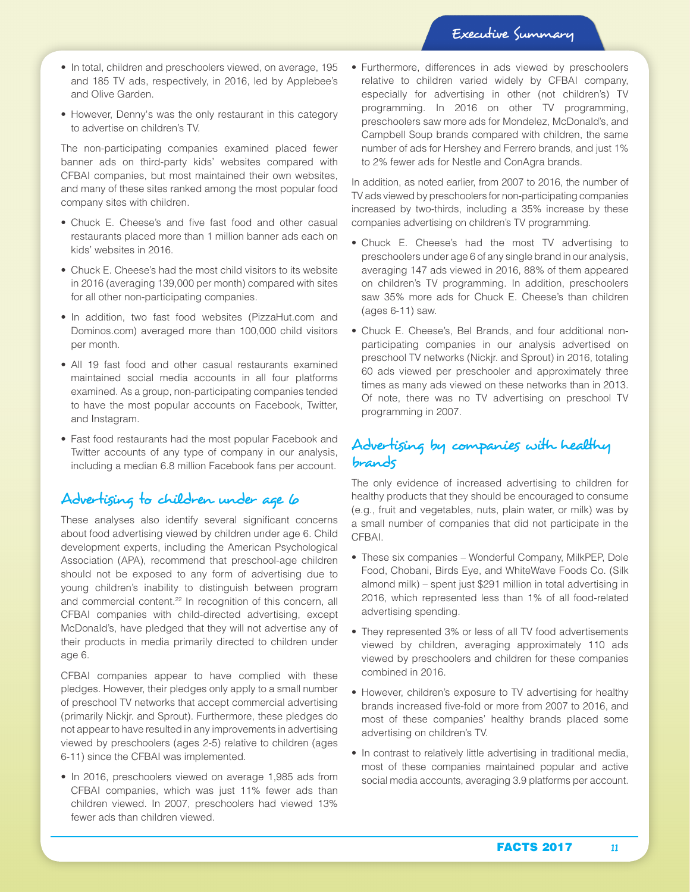- In total, children and preschoolers viewed, on average, 195 and 185 TV ads, respectively, in 2016, led by Applebee's and Olive Garden.
- However, Denny's was the only restaurant in this category to advertise on children's TV.

The non-participating companies examined placed fewer banner ads on third-party kids' websites compared with CFBAI companies, but most maintained their own websites, and many of these sites ranked among the most popular food company sites with children.

- Chuck E. Cheese's and five fast food and other casual restaurants placed more than 1 million banner ads each on kids' websites in 2016.
- Chuck E. Cheese's had the most child visitors to its website in 2016 (averaging 139,000 per month) compared with sites for all other non-participating companies.
- In addition, two fast food websites (PizzaHut.com and Dominos.com) averaged more than 100,000 child visitors per month.
- All 19 fast food and other casual restaurants examined maintained social media accounts in all four platforms examined. As a group, non-participating companies tended to have the most popular accounts on Facebook, Twitter, and Instagram.
- Fast food restaurants had the most popular Facebook and Twitter accounts of any type of company in our analysis, including a median 6.8 million Facebook fans per account.

## Advertising to children under age 6

These analyses also identify several significant concerns about food advertising viewed by children under age 6. Child development experts, including the American Psychological Association (APA), recommend that preschool-age children should not be exposed to any form of advertising due to young children's inability to distinguish between program and commercial content.[22] In recognition of this concern, all CFBAI companies with child-directed advertising, except McDonald's, have pledged that they will not advertise any of their products in media primarily directed to children under age 6.

CFBAI companies appear to have complied with these pledges. However, their pledges only apply to a small number of preschool TV networks that accept commercial advertising (primarily Nickjr. and Sprout). Furthermore, these pledges do not appear to have resulted in any improvements in advertising viewed by preschoolers (ages 2-5) relative to children (ages 6-11) since the CFBAI was implemented.

- In 2016, preschoolers viewed on average 1,985 ads from CFBAI companies, which was just 11% fewer ads than children viewed. In 2007, preschoolers had viewed 13% fewer ads than children viewed.
- Furthermore, differences in ads viewed by preschoolers relative to children varied widely by CFBAI company, especially for advertising in other (not children's) TV programming. In 2016 on other TV programming, preschoolers saw more ads for Mondelez, McDonald's, and Campbell Soup brands compared with children, the same number of ads for Hershey and Ferrero brands, and just 1% to 2% fewer ads for Nestle and ConAgra brands.

In addition, as noted earlier, from 2007 to 2016, the number of TV ads viewed by preschoolers for non-participating companies increased by two-thirds, including a 35% increase by these companies advertising on children's TV programming.

- Chuck E. Cheese's had the most TV advertising to preschoolers under age 6 of any single brand in our analysis, averaging 147 ads viewed in 2016, 88% of them appeared on children's TV programming. In addition, preschoolers saw 35% more ads for Chuck E. Cheese's than children (ages 6-11) saw.
- Chuck E. Cheese's, Bel Brands, and four additional non-participating companies in our analysis advertised on preschool TV networks (Nickjr. and Sprout) in 2016, totaling 60 ads viewed per preschooler and approximately three times as many ads viewed on these networks than in 2013. Of note, there was no TV advertising on preschool TV programming in 2007.

## Advertising by companies with healthy brands

The only evidence of increased advertising to children for healthy products that they should be encouraged to consume (e.g., fruit and vegetables, nuts, plain water, or milk) was by a small number of companies that did not participate in the CFBAI.

- These six companies – Wonderful Company, MilkPEP, Dole Food, Chobani, Birds Eye, and WhiteWave Foods Co. (Silk almond milk) – spent just $291 million in total advertising in 2016, which represented less than 1% of all food-related advertising spending.
- They represented 3% or less of all TV food advertisements viewed by children, averaging approximately 110 ads viewed by preschoolers and children for these companies combined in 2016.
- However, children's exposure to TV advertising for healthy brands increased five-fold or more from 2007 to 2016, and most of these companies' healthy brands placed some advertising on children's TV.
- In contrast to relatively little advertising in traditional media, most of these companies maintained popular and active social media accounts, averaging 3.9 platforms per account.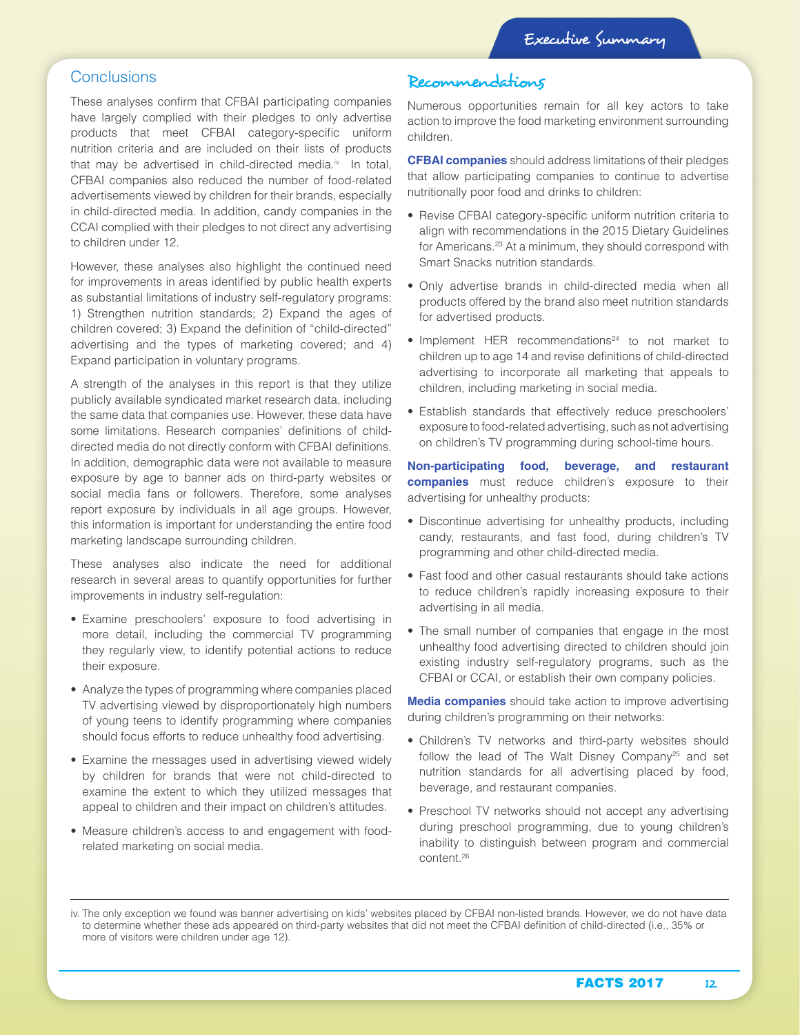## Conclusions

These analyses confirm that CFBAI participating companies have largely complied with their pledges to only advertise products that meet CFBAI category-specific uniform nutrition criteria and are included on their lists of products that may be advertised in child-directed media.[iv] In total, CFBAI companies also reduced the number of food-related advertisements viewed by children for their brands, especially in child-directed media. In addition, candy companies in the CCAI complied with their pledges to not direct any advertising to children under 12.

However, these analyses also highlight the continued need for improvements in areas identified by public health experts as substantial limitations of industry self-regulatory programs: 1) Strengthen nutrition standards; 2) Expand the ages of children covered; 3) Expand the definition of "child-directed" advertising and the types of marketing covered; and 4) Expand participation in voluntary programs.

A strength of the analyses in this report is that they utilize publicly available syndicated market research data, including the same data that companies use. However, these data have some limitations. Research companies' definitions of child-directed media do not directly conform with CFBAI definitions. In addition, demographic data were not available to measure exposure by age to banner ads on third-party websites or social media fans or followers. Therefore, some analyses report exposure by individuals in all age groups. However, this information is important for understanding the entire food marketing landscape surrounding children.

These analyses also indicate the need for additional research in several areas to quantify opportunities for further improvements in industry self-regulation:

- Examine preschoolers' exposure to food advertising in more detail, including the commercial TV programming they regularly view, to identify potential actions to reduce their exposure.
- Analyze the types of programming where companies placed TV advertising viewed by disproportionately high numbers of young teens to identify programming where companies should focus efforts to reduce unhealthy food advertising.
- Examine the messages used in advertising viewed widely by children for brands that were not child-directed to examine the extent to which they utilized messages that appeal to children and their impact on children's attitudes.
- Measure children's access to and engagement with food-related marketing on social media.

## Recommendations

Numerous opportunities remain for all key actors to take action to improve the food marketing environment surrounding children.

**CFBAI companies** should address limitations of their pledges that allow participating companies to continue to advertise nutritionally poor food and drinks to children:

- Revise CFBAI category-specific uniform nutrition criteria to align with recommendations in the 2015 Dietary Guidelines for Americans.[23] At a minimum, they should correspond with Smart Snacks nutrition standards.
- Only advertise brands in child-directed media when all products offered by the brand also meet nutrition standards for advertised products.
- Implement HER recommendations[24] to not market to children up to age 14 and revise definitions of child-directed advertising to incorporate all marketing that appeals to children, including marketing in social media.
- Establish standards that effectively reduce preschoolers' exposure to food-related advertising, such as not advertising on children's TV programming during school-time hours.

**Non-participating food, beverage, and restaurant companies** must reduce children's exposure to their advertising for unhealthy products:

- Discontinue advertising for unhealthy products, including candy, restaurants, and fast food, during children's TV programming and other child-directed media.
- Fast food and other casual restaurants should take actions to reduce children's rapidly increasing exposure to their advertising in all media.
- The small number of companies that engage in the most unhealthy food advertising directed to children should join existing industry self-regulatory programs, such as the CFBAI or CCAI, or establish their own company policies.

**Media companies** should take action to improve advertising during children's programming on their networks:

- Children's TV networks and third-party websites should follow the lead of The Walt Disney Company[25] and set nutrition standards for all advertising placed by food, beverage, and restaurant companies.
- Preschool TV networks should not accept any advertising during preschool programming, due to young children's inability to distinguish between program and commercial content.[26]

---

iv. The only exception we found was banner advertising on kids' websites placed by CFBAI non-listed brands. However, we do not have data to determine whether these ads appeared on third-party websites that did not meet the CFBAI definition of child-directed (i.e., 35% or more of visitors were children under age 12).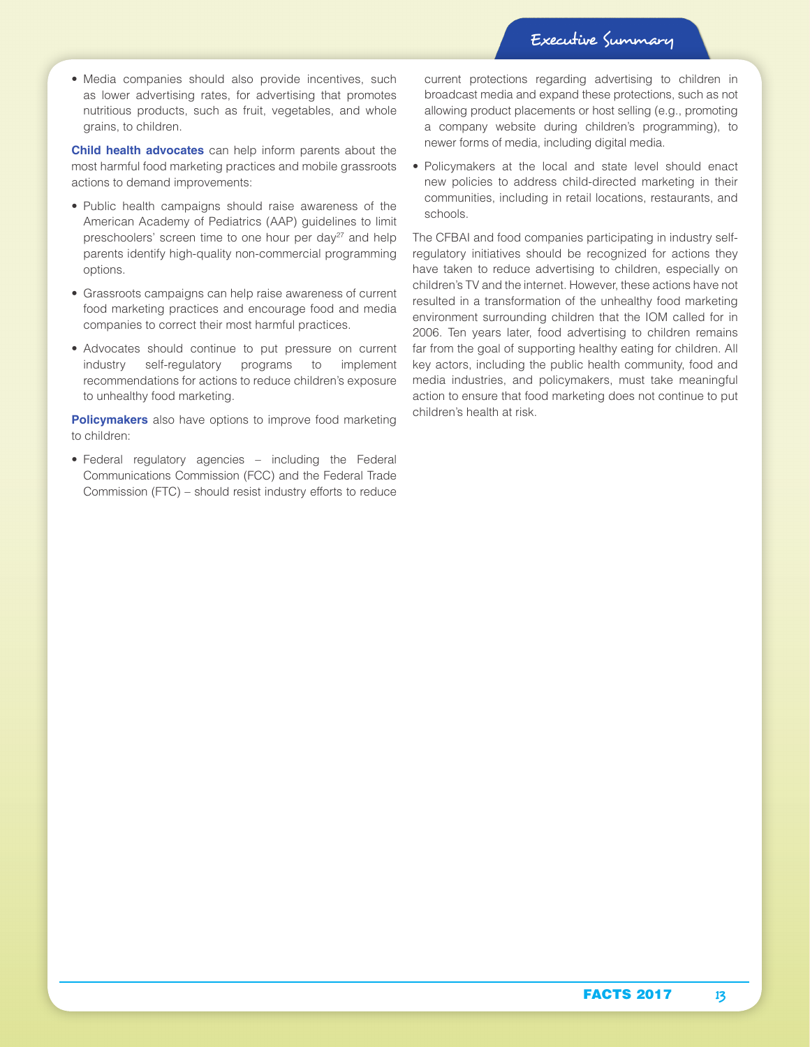- Media companies should also provide incentives, such as lower advertising rates, for advertising that promotes nutritious products, such as fruit, vegetables, and whole grains, to children.

**Child health advocates** can help inform parents about the most harmful food marketing practices and mobile grassroots actions to demand improvements:

- Public health campaigns should raise awareness of the American Academy of Pediatrics (AAP) guidelines to limit preschoolers' screen time to one hour per day[27] and help parents identify high-quality non-commercial programming options.
- Grassroots campaigns can help raise awareness of current food marketing practices and encourage food and media companies to correct their most harmful practices.
- Advocates should continue to put pressure on current industry self-regulatory programs to implement recommendations for actions to reduce children's exposure to unhealthy food marketing.

**Policymakers** also have options to improve food marketing to children:

- Federal regulatory agencies – including the Federal Communications Commission (FCC) and the Federal Trade Commission (FTC) – should resist industry efforts to reduce current protections regarding advertising to children in broadcast media and expand these protections, such as not allowing product placements or host selling (e.g., promoting a company website during children's programming), to newer forms of media, including digital media.
- Policymakers at the local and state level should enact new policies to address child-directed marketing in their communities, including in retail locations, restaurants, and schools.

The CFBAI and food companies participating in industry self-regulatory initiatives should be recognized for actions they have taken to reduce advertising to children, especially on children's TV and the internet. However, these actions have not resulted in a transformation of the unhealthy food marketing environment surrounding children that the IOM called for in 2006. Ten years later, food advertising to children remains far from the goal of supporting healthy eating for children. All key actors, including the public health community, food and media industries, and policymakers, must take meaningful action to ensure that food marketing does not continue to put children's health at risk.